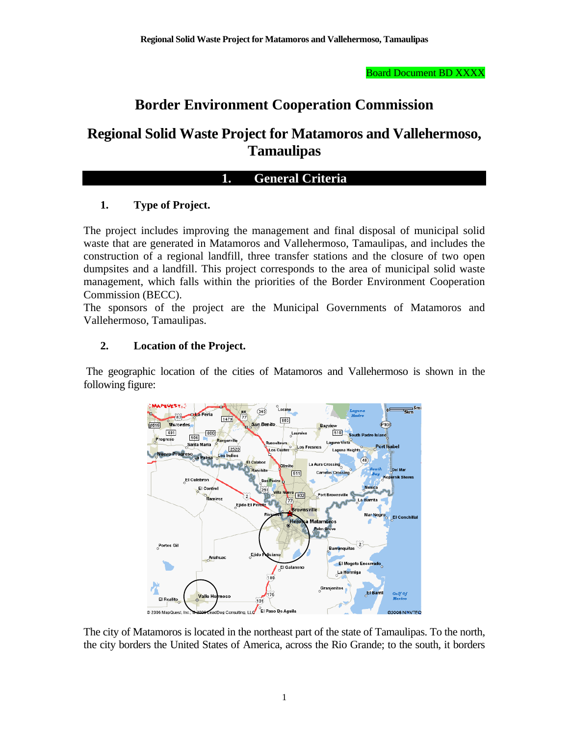Board Document BD XXXX

# Border Environment Cooperation Commission

# Regional Solid Waste Project for Matamoros and Vallehermoso, Tamaulipas

## 1. General Criteria

### 1. Type of Project.

The project includes improving the management and final disposal of municipal solid waste that are generated in Matamoros and Vallehermoso, Tamaulipas, and includes the construction of a regional landfill, three transfer stations and the closure of two open dumpsites and a landfill. This project corresponds to the area of municipal solid waste management, which falls within the priorities of the Border Environment Cooperation Commission (BECC).

The sponsors of the project are the Municipal Governments of Matamoros and Vallehermoso, Tamaulipas.

### 2. Location of the Project.

The geographic location of the cities of Matamoros and Vallehermoso is shown in the following figure:

The city of Matamoros is located in the northeast part of the state of Tamaulipas. To the north, the city borders the United States of America, across the Rio Grande; to the south, it borders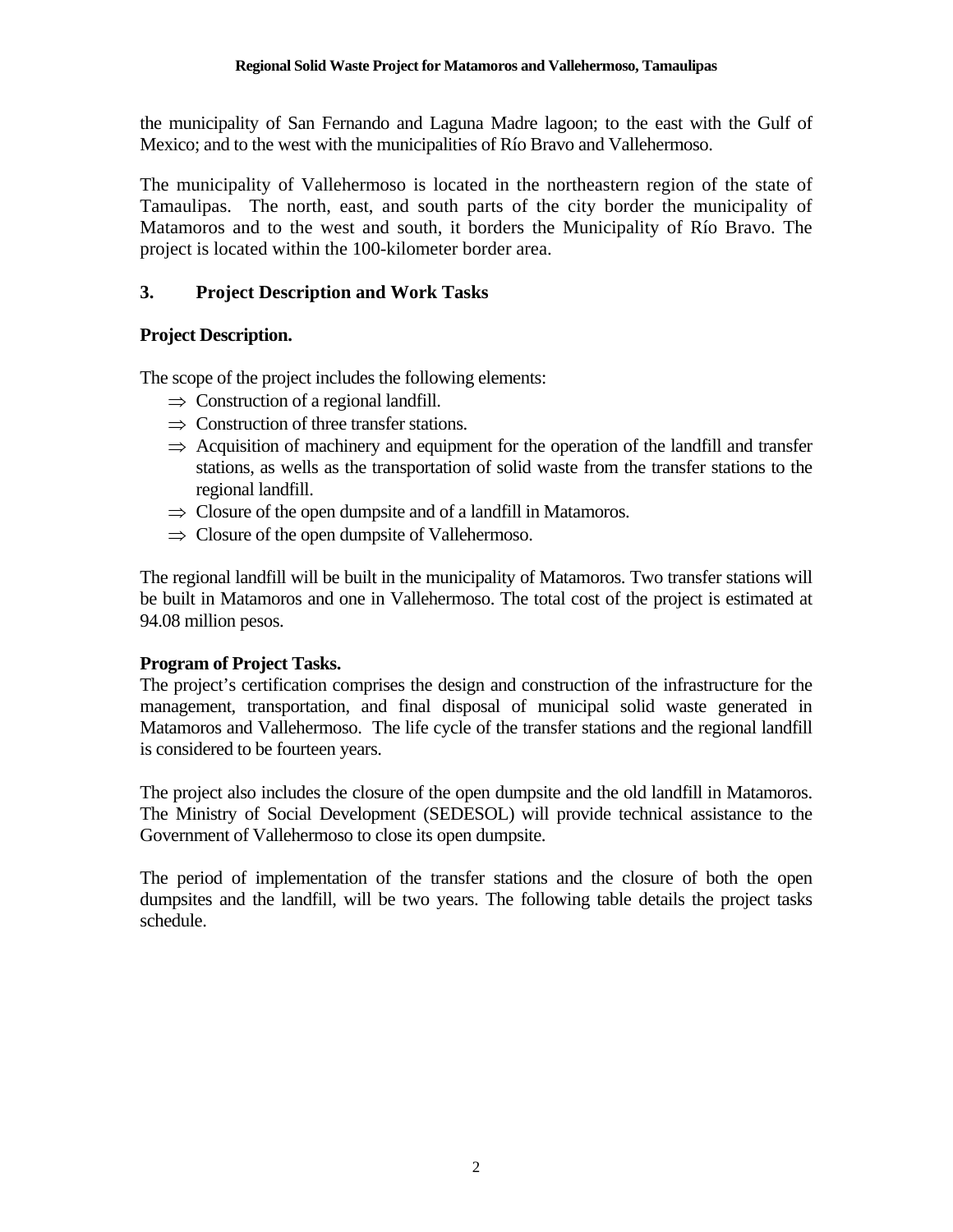the municipality of San Fernando and Laguna Madre lagoon; to the east with the Gulf of Mexico; and to the west with the municipalities of Río Bravo and Vallehermoso.

The municipality of Vallehermoso is located in the northeastern region of the state of Tamaulipas. The north, east, and south parts of the city border the municipality of Matamoros and to the west and south, it borders the Municipality of Río Bravo. The project is located within the 100-kilometer border area.

## 3. Project Description and Work Tasks

**Project Description.**

The scope of the project includes the following elements:

- ⇒ Construction of a regional landfill.
- ⇒ Construction of three transfer stations.
- ⇒ Acquisition of machinery and equipment for the operation of the landfill and transfer stations, as wells as the transportation of solid waste from the transfer stations to the regional landfill.
- ⇒ Closure of the open dumpsite and of a landfill in Matamoros.
- ⇒ Closure of the open dumpsite of Vallehermoso.

The regional landfill will be built in the municipality of Matamoros. Two transfer stations will be built in Matamoros and one in Vallehermoso. The total cost of the project is estimated at 94.08 million pesos.

**Program of Project Tasks.**

The project's certification comprises the design and construction of the infrastructure for the management, transportation, and final disposal of municipal solid waste generated in Matamoros and Vallehermoso. The life cycle of the transfer stations and the regional landfill is considered to be fourteen years.

The project also includes the closure of the open dumpsite and the old landfill in Matamoros. The Ministry of Social Development (SEDESOL) will provide technical assistance to the Government of Vallehermoso to close its open dumpsite.

The period of implementation of the transfer stations and the closure of both the open dumpsites and the landfill, will be two years. The following table details the project tasks schedule.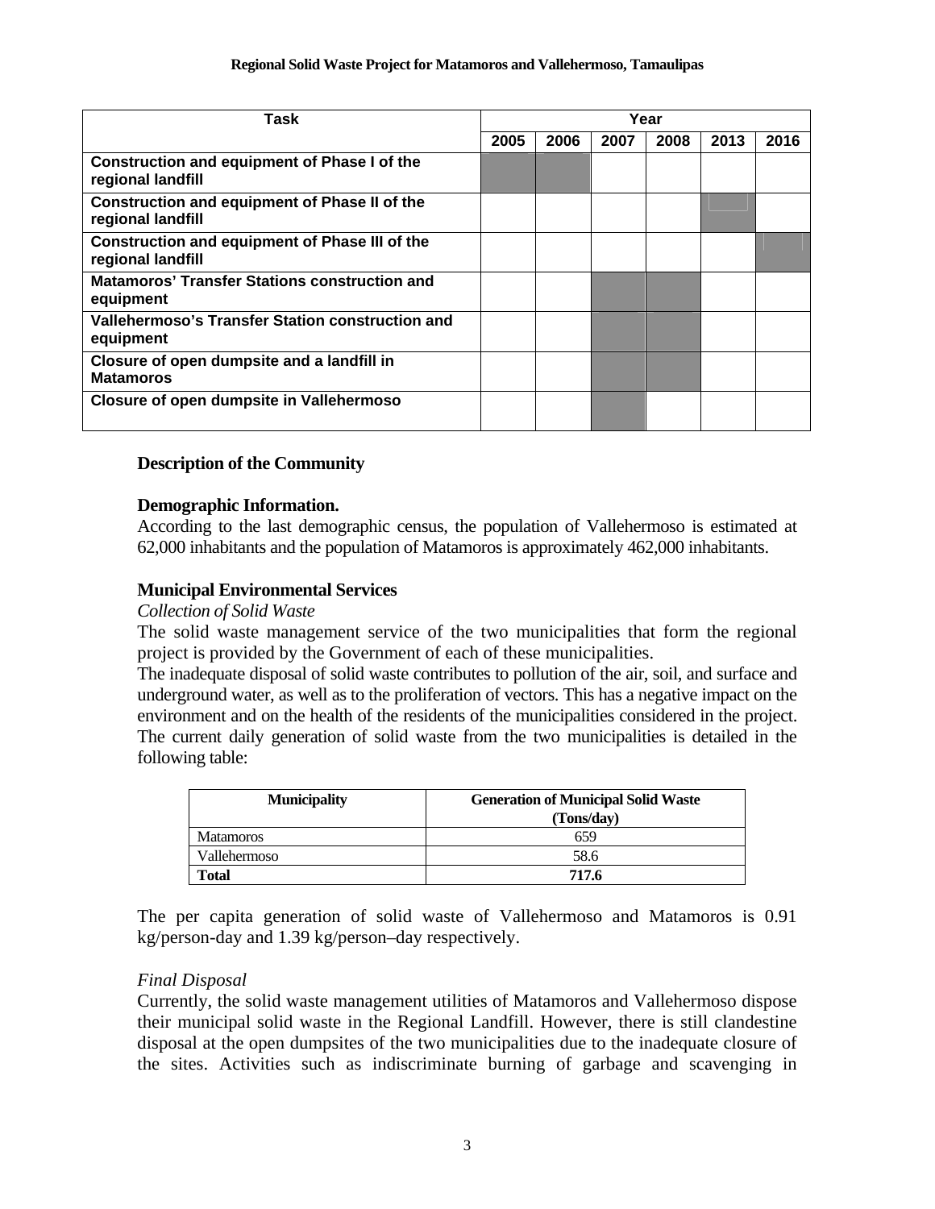| Task | Year | | | | | |
|---|---|---|---|---|---|---|
| | 2005 | 2006 | 2007 | 2008 | 2013 | 2016 |
| **Construction and equipment of Phase I of the regional landfill** | ■ | ■ | | | | |
| **Construction and equipment of Phase II of the regional landfill** | | | | | ■ | |
| **Construction and equipment of Phase III of the regional landfill** | | | | | | ■ |
| **Matamoros' Transfer Stations construction and equipment** | | | ■ | ■ | | |
| **Vallehermoso's Transfer Station construction and equipment** | | | ■ | ■ | | |
| **Closure of open dumpsite and a landfill in Matamoros** | | | ■ | ■ | | |
| **Closure of open dumpsite in Vallehermoso** | | | ■ | | | |

## Description of the Community

### Demographic Information.

According to the last demographic census, the population of Vallehermoso is estimated at 62,000 inhabitants and the population of Matamoros is approximately 462,000 inhabitants.

### Municipal Environmental Services

*Collection of Solid Waste*

The solid waste management service of the two municipalities that form the regional project is provided by the Government of each of these municipalities.

The inadequate disposal of solid waste contributes to pollution of the air, soil, and surface and underground water, as well as to the proliferation of vectors. This has a negative impact on the environment and on the health of the residents of the municipalities considered in the project. The current daily generation of solid waste from the two municipalities is detailed in the following table:

| Municipality | Generation of Municipal Solid Waste (Tons/day) |
|---|---|
| Matamoros | 659 |
| Vallehermoso | 58.6 |
| **Total** | **717.6** |

The per capita generation of solid waste of Vallehermoso and Matamoros is 0.91 kg/person-day and 1.39 kg/person–day respectively.

*Final Disposal*

Currently, the solid waste management utilities of Matamoros and Vallehermoso dispose their municipal solid waste in the Regional Landfill. However, there is still clandestine disposal at the open dumpsites of the two municipalities due to the inadequate closure of the sites. Activities such as indiscriminate burning of garbage and scavenging in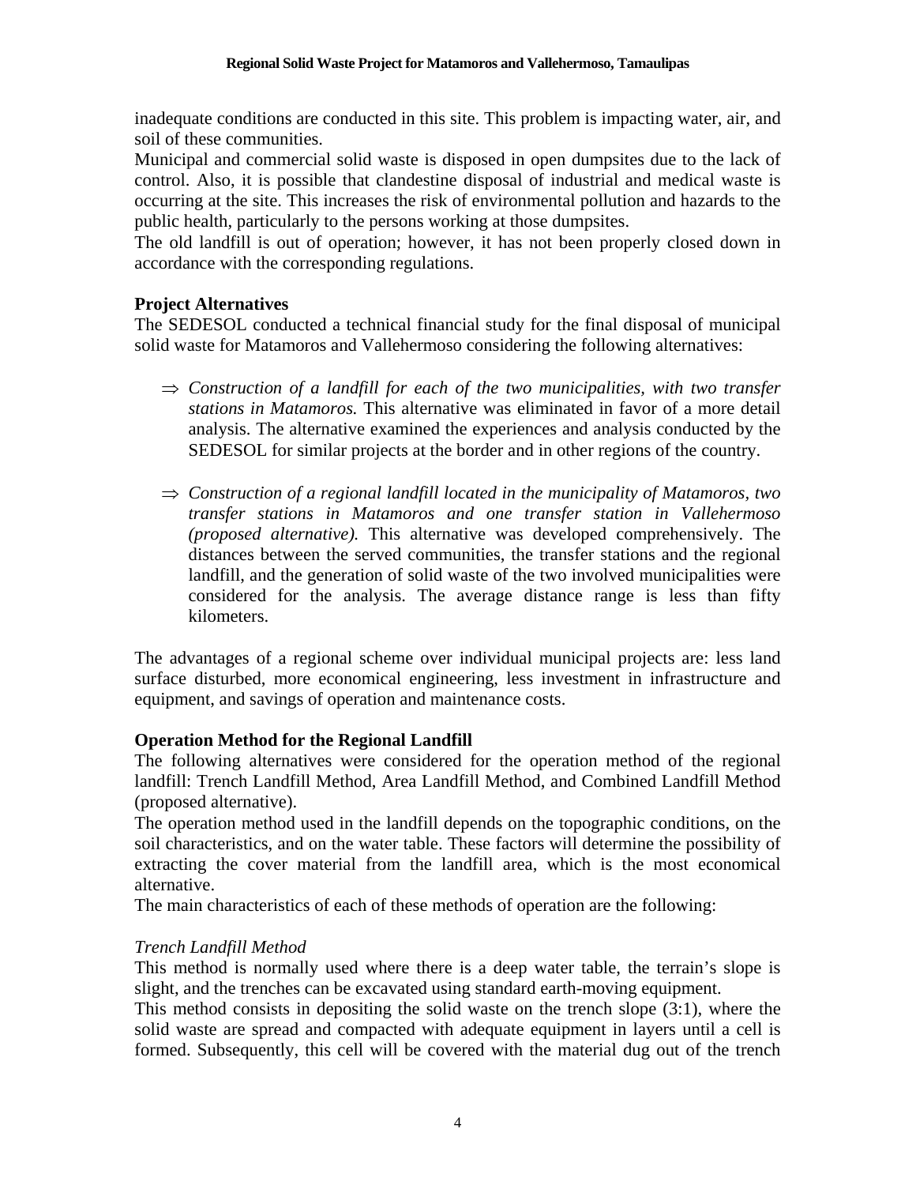inadequate conditions are conducted in this site. This problem is impacting water, air, and soil of these communities.

Municipal and commercial solid waste is disposed in open dumpsites due to the lack of control. Also, it is possible that clandestine disposal of industrial and medical waste is occurring at the site. This increases the risk of environmental pollution and hazards to the public health, particularly to the persons working at those dumpsites.

The old landfill is out of operation; however, it has not been properly closed down in accordance with the corresponding regulations.

### Project Alternatives

The SEDESOL conducted a technical financial study for the final disposal of municipal solid waste for Matamoros and Vallehermoso considering the following alternatives:

- ⇒ *Construction of a landfill for each of the two municipalities, with two transfer stations in Matamoros.* This alternative was eliminated in favor of a more detail analysis. The alternative examined the experiences and analysis conducted by the SEDESOL for similar projects at the border and in other regions of the country.

- ⇒ *Construction of a regional landfill located in the municipality of Matamoros, two transfer stations in Matamoros and one transfer station in Vallehermoso (proposed alternative).* This alternative was developed comprehensively. The distances between the served communities, the transfer stations and the regional landfill, and the generation of solid waste of the two involved municipalities were considered for the analysis. The average distance range is less than fifty kilometers.

The advantages of a regional scheme over individual municipal projects are: less land surface disturbed, more economical engineering, less investment in infrastructure and equipment, and savings of operation and maintenance costs.

### Operation Method for the Regional Landfill

The following alternatives were considered for the operation method of the regional landfill: Trench Landfill Method, Area Landfill Method, and Combined Landfill Method (proposed alternative).

The operation method used in the landfill depends on the topographic conditions, on the soil characteristics, and on the water table. These factors will determine the possibility of extracting the cover material from the landfill area, which is the most economical alternative.

The main characteristics of each of these methods of operation are the following:

*Trench Landfill Method*

This method is normally used where there is a deep water table, the terrain's slope is slight, and the trenches can be excavated using standard earth-moving equipment.

This method consists in depositing the solid waste on the trench slope (3:1), where the solid waste are spread and compacted with adequate equipment in layers until a cell is formed. Subsequently, this cell will be covered with the material dug out of the trench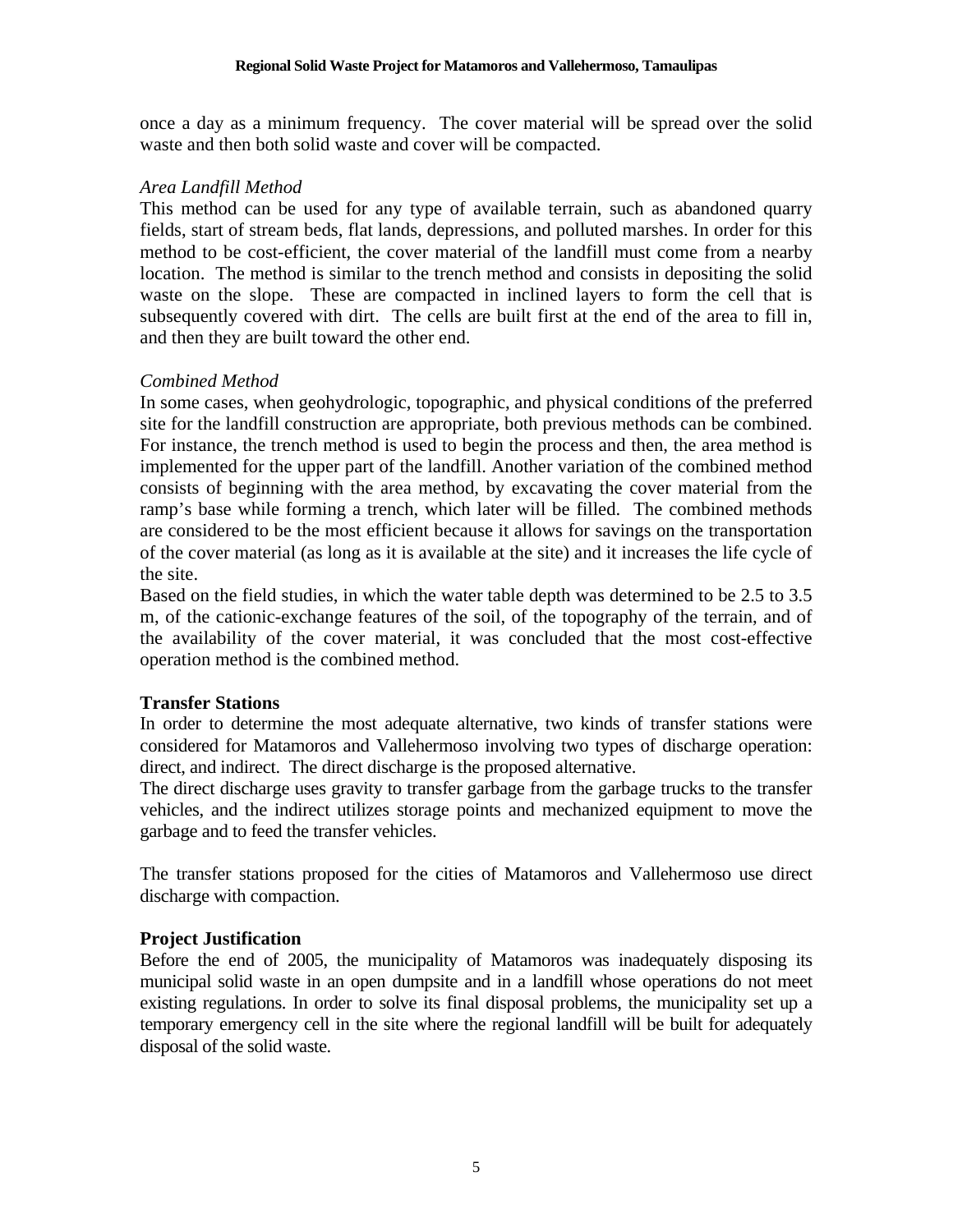once a day as a minimum frequency. The cover material will be spread over the solid waste and then both solid waste and cover will be compacted.

*Area Landfill Method*

This method can be used for any type of available terrain, such as abandoned quarry fields, start of stream beds, flat lands, depressions, and polluted marshes. In order for this method to be cost-efficient, the cover material of the landfill must come from a nearby location. The method is similar to the trench method and consists in depositing the solid waste on the slope. These are compacted in inclined layers to form the cell that is subsequently covered with dirt. The cells are built first at the end of the area to fill in, and then they are built toward the other end.

*Combined Method*

In some cases, when geohydrologic, topographic, and physical conditions of the preferred site for the landfill construction are appropriate, both previous methods can be combined. For instance, the trench method is used to begin the process and then, the area method is implemented for the upper part of the landfill. Another variation of the combined method consists of beginning with the area method, by excavating the cover material from the ramp's base while forming a trench, which later will be filled. The combined methods are considered to be the most efficient because it allows for savings on the transportation of the cover material (as long as it is available at the site) and it increases the life cycle of the site.

Based on the field studies, in which the water table depth was determined to be 2.5 to 3.5 m, of the cationic-exchange features of the soil, of the topography of the terrain, and of the availability of the cover material, it was concluded that the most cost-effective operation method is the combined method.

**Transfer Stations**

In order to determine the most adequate alternative, two kinds of transfer stations were considered for Matamoros and Vallehermoso involving two types of discharge operation: direct, and indirect. The direct discharge is the proposed alternative.

The direct discharge uses gravity to transfer garbage from the garbage trucks to the transfer vehicles, and the indirect utilizes storage points and mechanized equipment to move the garbage and to feed the transfer vehicles.

The transfer stations proposed for the cities of Matamoros and Vallehermoso use direct discharge with compaction.

**Project Justification**

Before the end of 2005, the municipality of Matamoros was inadequately disposing its municipal solid waste in an open dumpsite and in a landfill whose operations do not meet existing regulations. In order to solve its final disposal problems, the municipality set up a temporary emergency cell in the site where the regional landfill will be built for adequately disposal of the solid waste.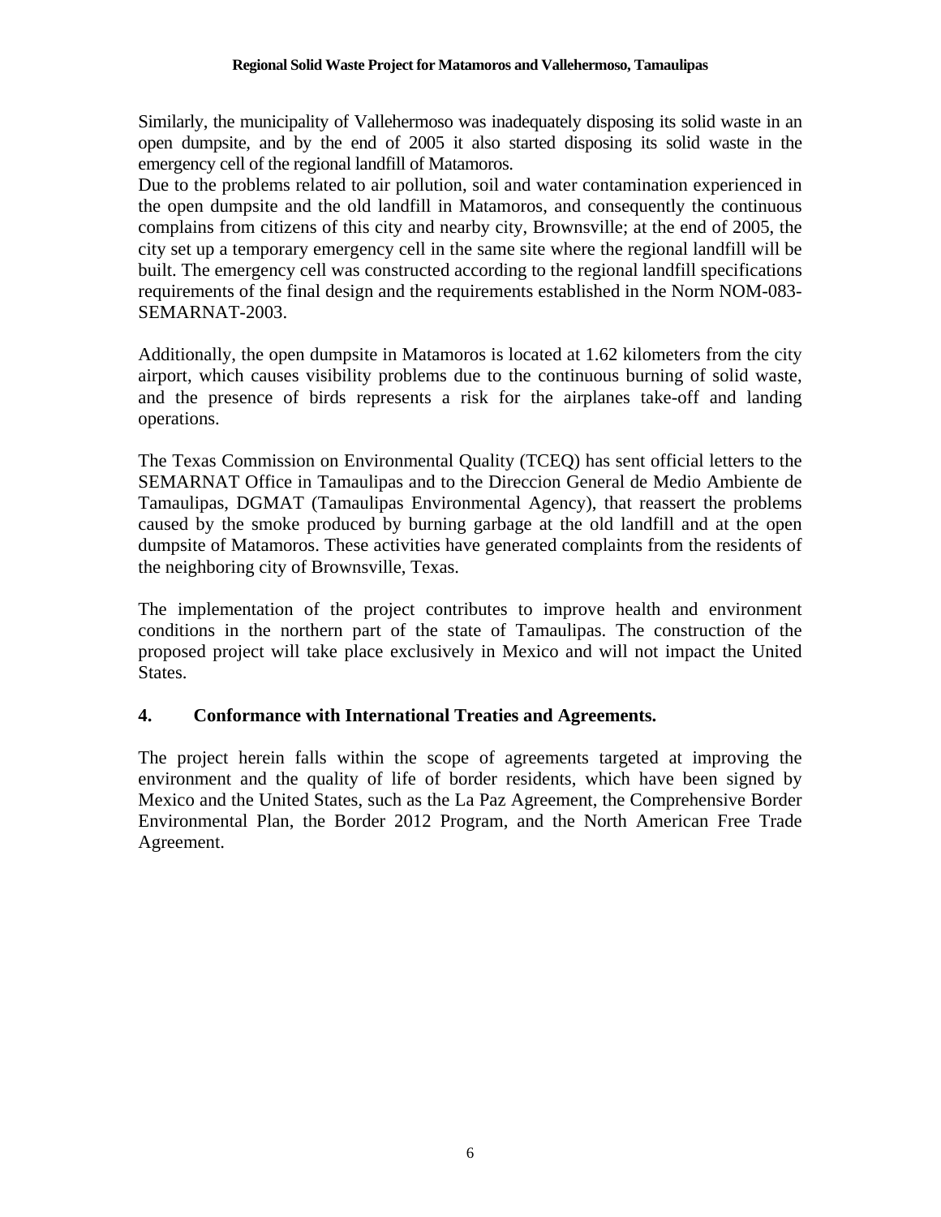Similarly, the municipality of Vallehermoso was inadequately disposing its solid waste in an open dumpsite, and by the end of 2005 it also started disposing its solid waste in the emergency cell of the regional landfill of Matamoros.

Due to the problems related to air pollution, soil and water contamination experienced in the open dumpsite and the old landfill in Matamoros, and consequently the continuous complains from citizens of this city and nearby city, Brownsville; at the end of 2005, the city set up a temporary emergency cell in the same site where the regional landfill will be built. The emergency cell was constructed according to the regional landfill specifications requirements of the final design and the requirements established in the Norm NOM-083-SEMARNAT-2003.

Additionally, the open dumpsite in Matamoros is located at 1.62 kilometers from the city airport, which causes visibility problems due to the continuous burning of solid waste, and the presence of birds represents a risk for the airplanes take-off and landing operations.

The Texas Commission on Environmental Quality (TCEQ) has sent official letters to the SEMARNAT Office in Tamaulipas and to the Direccion General de Medio Ambiente de Tamaulipas, DGMAT (Tamaulipas Environmental Agency), that reassert the problems caused by the smoke produced by burning garbage at the old landfill and at the open dumpsite of Matamoros. These activities have generated complaints from the residents of the neighboring city of Brownsville, Texas.

The implementation of the project contributes to improve health and environment conditions in the northern part of the state of Tamaulipas. The construction of the proposed project will take place exclusively in Mexico and will not impact the United States.

## 4. Conformance with International Treaties and Agreements.

The project herein falls within the scope of agreements targeted at improving the environment and the quality of life of border residents, which have been signed by Mexico and the United States, such as the La Paz Agreement, the Comprehensive Border Environmental Plan, the Border 2012 Program, and the North American Free Trade Agreement.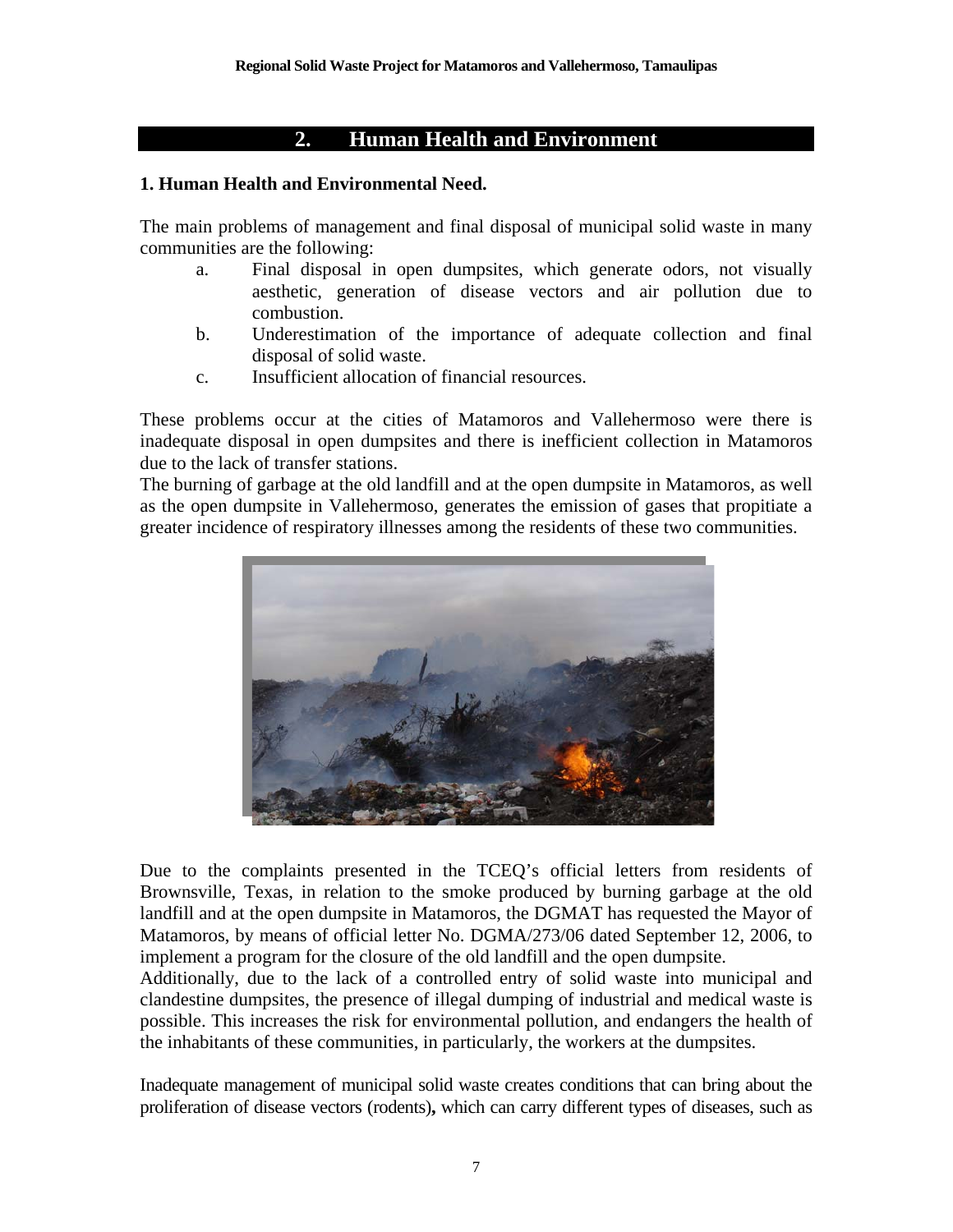# 2. Human Health and Environment

**1. Human Health and Environmental Need.**

The main problems of management and final disposal of municipal solid waste in many communities are the following:

a. Final disposal in open dumpsites, which generate odors, not visually aesthetic, generation of disease vectors and air pollution due to combustion.

b. Underestimation of the importance of adequate collection and final disposal of solid waste.

c. Insufficient allocation of financial resources.

These problems occur at the cities of Matamoros and Vallehermoso were there is inadequate disposal in open dumpsites and there is inefficient collection in Matamoros due to the lack of transfer stations.
The burning of garbage at the old landfill and at the open dumpsite in Matamoros, as well as the open dumpsite in Vallehermoso, generates the emission of gases that propitiate a greater incidence of respiratory illnesses among the residents of these two communities.

Due to the complaints presented in the TCEQ's official letters from residents of Brownsville, Texas, in relation to the smoke produced by burning garbage at the old landfill and at the open dumpsite in Matamoros, the DGMAT has requested the Mayor of Matamoros, by means of official letter No. DGMA/273/06 dated September 12, 2006, to implement a program for the closure of the old landfill and the open dumpsite.
Additionally, due to the lack of a controlled entry of solid waste into municipal and clandestine dumpsites, the presence of illegal dumping of industrial and medical waste is possible. This increases the risk for environmental pollution, and endangers the health of the inhabitants of these communities, in particularly, the workers at the dumpsites.

Inadequate management of municipal solid waste creates conditions that can bring about the proliferation of disease vectors (rodents)**,** which can carry different types of diseases, such as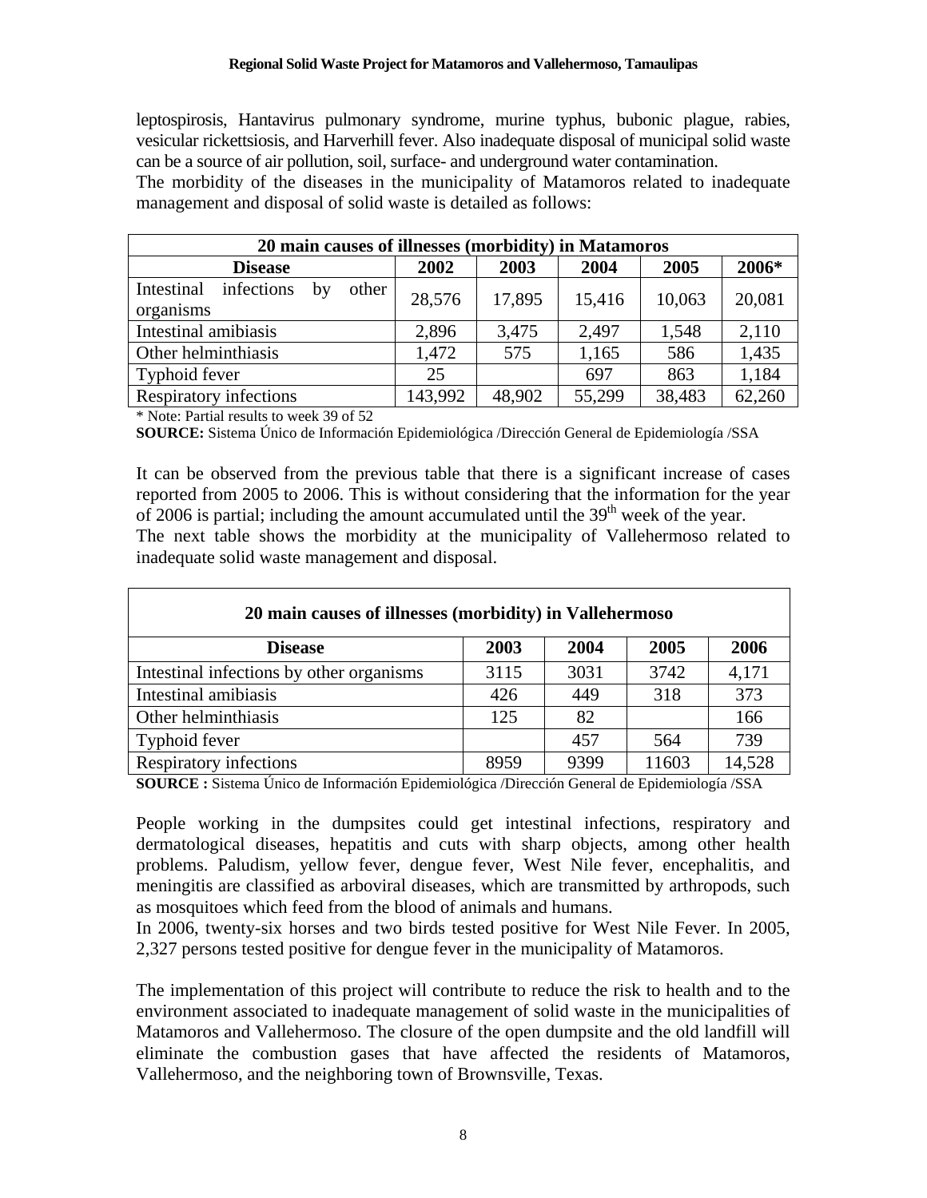leptospirosis, Hantavirus pulmonary syndrome, murine typhus, bubonic plague, rabies, vesicular rickettsiosis, and Harverhill fever. Also inadequate disposal of municipal solid waste can be a source of air pollution, soil, surface- and underground water contamination.
The morbidity of the diseases in the municipality of Matamoros related to inadequate management and disposal of solid waste is detailed as follows:

| 20 main causes of illnesses (morbidity) in Matamoros | | | | | |
|---|---|---|---|---|---|
| **Disease** | **2002** | **2003** | **2004** | **2005** | **2006*** |
| Intestinal infections by other organisms | 28,576 | 17,895 | 15,416 | 10,063 | 20,081 |
| Intestinal amibiasis | 2,896 | 3,475 | 2,497 | 1,548 | 2,110 |
| Other helminthiasis | 1,472 | 575 | 1,165 | 586 | 1,435 |
| Typhoid fever | 25 | | 697 | 863 | 1,184 |
| Respiratory infections | 143,992 | 48,902 | 55,299 | 38,483 | 62,260 |

* Note: Partial results to week 39 of 52

**SOURCE:** Sistema Único de Información Epidemiológica /Dirección General de Epidemiología /SSA

It can be observed from the previous table that there is a significant increase of cases reported from 2005 to 2006. This is without considering that the information for the year of 2006 is partial; including the amount accumulated until the 39th week of the year.
The next table shows the morbidity at the municipality of Vallehermoso related to inadequate solid waste management and disposal.

| 20 main causes of illnesses (morbidity) in Vallehermoso | | | | |
|---|---|---|---|---|
| **Disease** | **2003** | **2004** | **2005** | **2006** |
| Intestinal infections by other organisms | 3115 | 3031 | 3742 | 4,171 |
| Intestinal amibiasis | 426 | 449 | 318 | 373 |
| Other helminthiasis | 125 | 82 | | 166 |
| Typhoid fever | | 457 | 564 | 739 |
| Respiratory infections | 8959 | 9399 | 11603 | 14,528 |

**SOURCE :** Sistema Único de Información Epidemiológica /Dirección General de Epidemiología /SSA

People working in the dumpsites could get intestinal infections, respiratory and dermatological diseases, hepatitis and cuts with sharp objects, among other health problems. Paludism, yellow fever, dengue fever, West Nile fever, encephalitis, and meningitis are classified as arboviral diseases, which are transmitted by arthropods, such as mosquitoes which feed from the blood of animals and humans.
In 2006, twenty-six horses and two birds tested positive for West Nile Fever. In 2005, 2,327 persons tested positive for dengue fever in the municipality of Matamoros.

The implementation of this project will contribute to reduce the risk to health and to the environment associated to inadequate management of solid waste in the municipalities of Matamoros and Vallehermoso. The closure of the open dumpsite and the old landfill will eliminate the combustion gases that have affected the residents of Matamoros, Vallehermoso, and the neighboring town of Brownsville, Texas.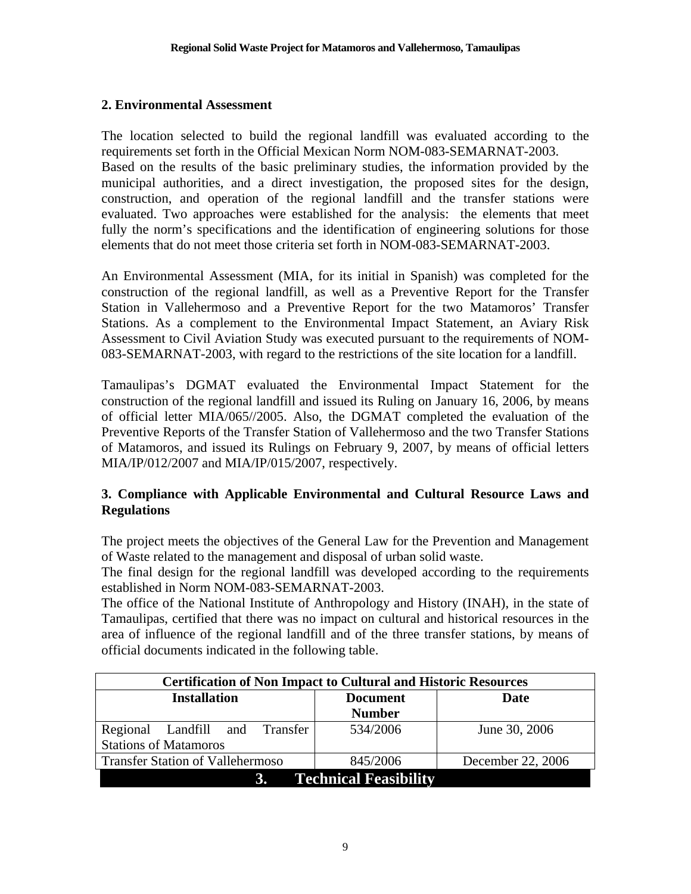## 2. Environmental Assessment

The location selected to build the regional landfill was evaluated according to the requirements set forth in the Official Mexican Norm NOM-083-SEMARNAT-2003.
Based on the results of the basic preliminary studies, the information provided by the municipal authorities, and a direct investigation, the proposed sites for the design, construction, and operation of the regional landfill and the transfer stations were evaluated. Two approaches were established for the analysis: the elements that meet fully the norm's specifications and the identification of engineering solutions for those elements that do not meet those criteria set forth in NOM-083-SEMARNAT-2003.

An Environmental Assessment (MIA, for its initial in Spanish) was completed for the construction of the regional landfill, as well as a Preventive Report for the Transfer Station in Vallehermoso and a Preventive Report for the two Matamoros' Transfer Stations. As a complement to the Environmental Impact Statement, an Aviary Risk Assessment to Civil Aviation Study was executed pursuant to the requirements of NOM-083-SEMARNAT-2003, with regard to the restrictions of the site location for a landfill.

Tamaulipas's DGMAT evaluated the Environmental Impact Statement for the construction of the regional landfill and issued its Ruling on January 16, 2006, by means of official letter MIA/065//2005. Also, the DGMAT completed the evaluation of the Preventive Reports of the Transfer Station of Vallehermoso and the two Transfer Stations of Matamoros, and issued its Rulings on February 9, 2007, by means of official letters MIA/IP/012/2007 and MIA/IP/015/2007, respectively.

## 3. Compliance with Applicable Environmental and Cultural Resource Laws and Regulations

The project meets the objectives of the General Law for the Prevention and Management of Waste related to the management and disposal of urban solid waste.
The final design for the regional landfill was developed according to the requirements established in Norm NOM-083-SEMARNAT-2003.
The office of the National Institute of Anthropology and History (INAH), in the state of Tamaulipas, certified that there was no impact on cultural and historical resources in the area of influence of the regional landfill and of the three transfer stations, by means of official documents indicated in the following table.

| Certification of Non Impact to Cultural and Historic Resources | | |
|---|---|---|
| **Installation** | **Document Number** | **Date** |
| Regional Landfill and Transfer Stations of Matamoros | 534/2006 | June 30, 2006 |
| Transfer Station of Vallehermoso | 845/2006 | December 22, 2006 |

# 3. Technical Feasibility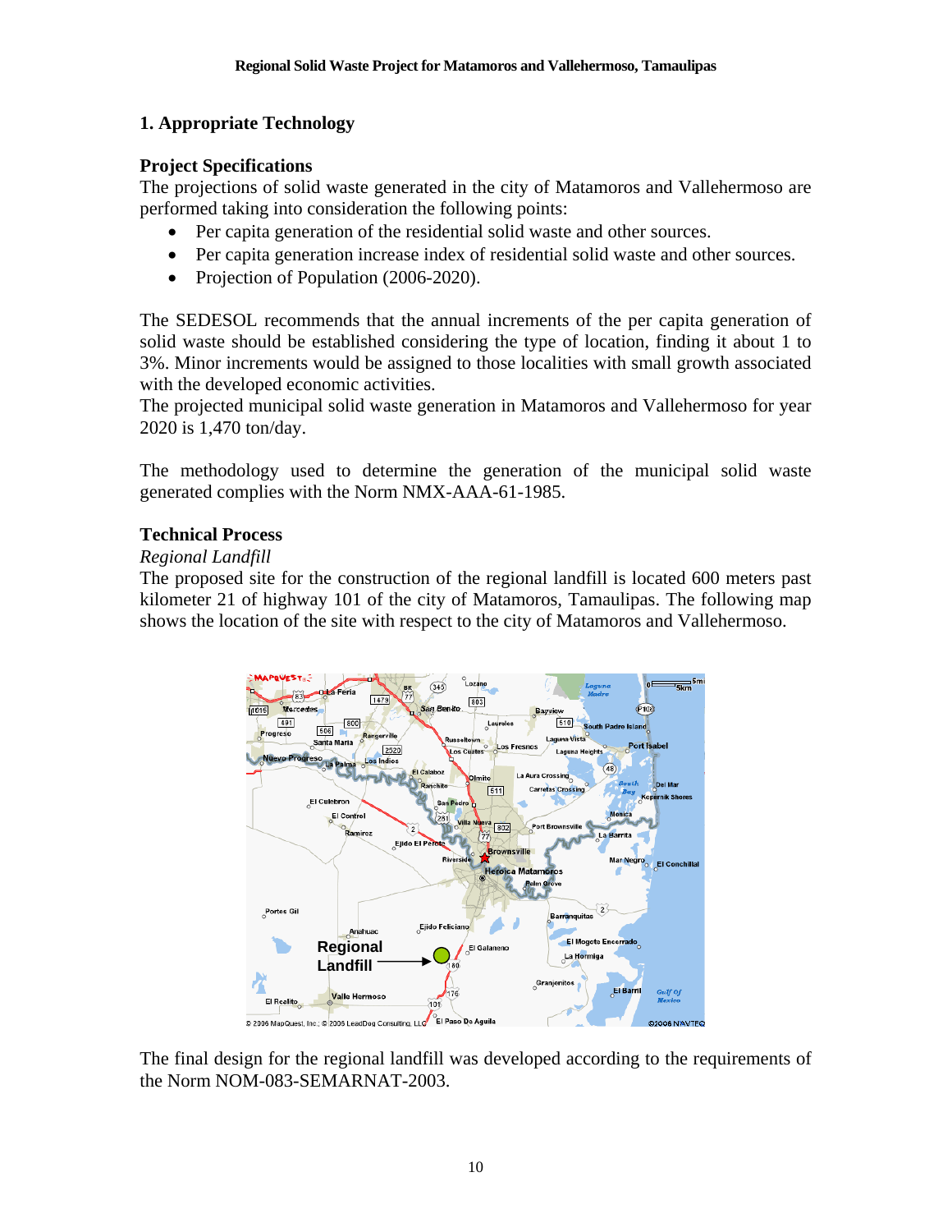## 1. Appropriate Technology

### Project Specifications

The projections of solid waste generated in the city of Matamoros and Vallehermoso are performed taking into consideration the following points:

- Per capita generation of the residential solid waste and other sources.
- Per capita generation increase index of residential solid waste and other sources.
- Projection of Population (2006-2020).

The SEDESOL recommends that the annual increments of the per capita generation of solid waste should be established considering the type of location, finding it about 1 to 3%. Minor increments would be assigned to those localities with small growth associated with the developed economic activities.
The projected municipal solid waste generation in Matamoros and Vallehermoso for year 2020 is 1,470 ton/day.

The methodology used to determine the generation of the municipal solid waste generated complies with the Norm NMX-AAA-61-1985.

### Technical Process

*Regional Landfill*

The proposed site for the construction of the regional landfill is located 600 meters past kilometer 21 of highway 101 of the city of Matamoros, Tamaulipas. The following map shows the location of the site with respect to the city of Matamoros and Vallehermoso.

Regional Landfill

© 2006 MapQuest, Inc.; © 2005 LeadDog Consulting, LLC

©2006 NAVTEQ

The final design for the regional landfill was developed according to the requirements of the Norm NOM-083-SEMARNAT-2003.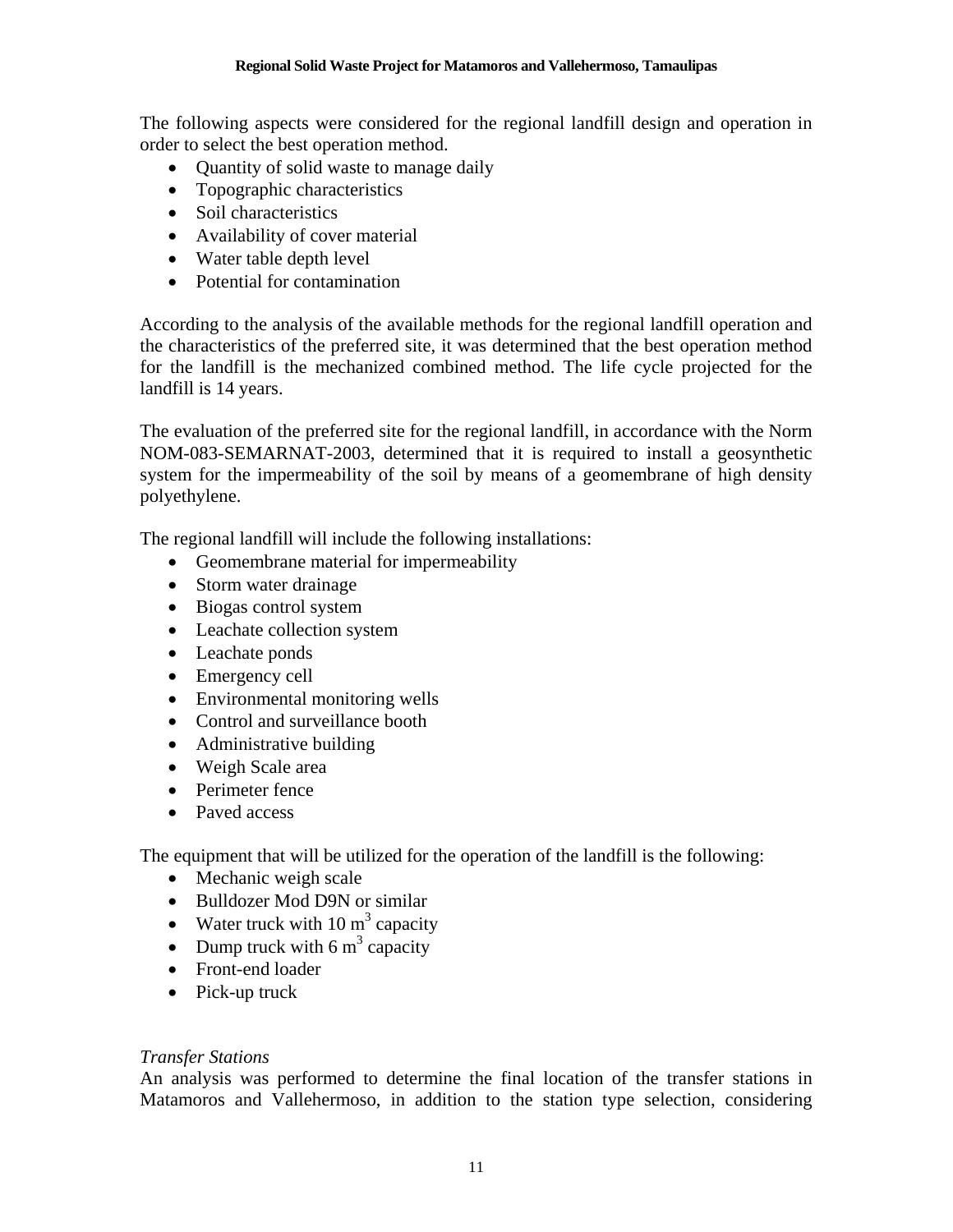The following aspects were considered for the regional landfill design and operation in order to select the best operation method.

- Quantity of solid waste to manage daily
- Topographic characteristics
- Soil characteristics
- Availability of cover material
- Water table depth level
- Potential for contamination

According to the analysis of the available methods for the regional landfill operation and the characteristics of the preferred site, it was determined that the best operation method for the landfill is the mechanized combined method. The life cycle projected for the landfill is 14 years.

The evaluation of the preferred site for the regional landfill, in accordance with the Norm NOM-083-SEMARNAT-2003, determined that it is required to install a geosynthetic system for the impermeability of the soil by means of a geomembrane of high density polyethylene.

The regional landfill will include the following installations:

- Geomembrane material for impermeability
- Storm water drainage
- Biogas control system
- Leachate collection system
- Leachate ponds
- Emergency cell
- Environmental monitoring wells
- Control and surveillance booth
- Administrative building
- Weigh Scale area
- Perimeter fence
- Paved access

The equipment that will be utilized for the operation of the landfill is the following:

- Mechanic weigh scale
- Bulldozer Mod D9N or similar
- Water truck with 10 $m^3$ capacity
- Dump truck with 6 $m^3$ capacity
- Front-end loader
- Pick-up truck

*Transfer Stations*

An analysis was performed to determine the final location of the transfer stations in Matamoros and Vallehermoso, in addition to the station type selection, considering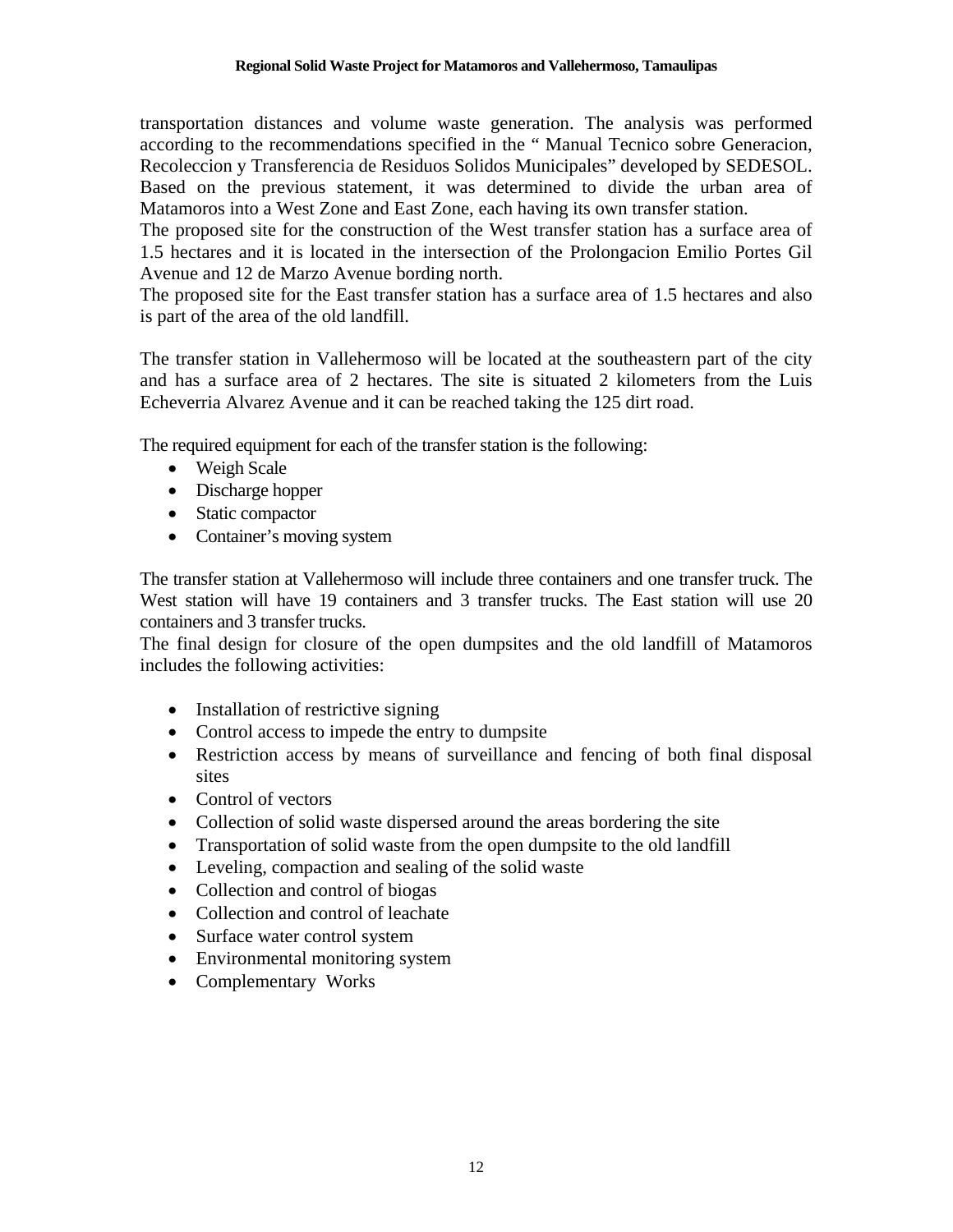transportation distances and volume waste generation. The analysis was performed according to the recommendations specified in the " Manual Tecnico sobre Generacion, Recoleccion y Transferencia de Residuos Solidos Municipales" developed by SEDESOL. Based on the previous statement, it was determined to divide the urban area of Matamoros into a West Zone and East Zone, each having its own transfer station.

The proposed site for the construction of the West transfer station has a surface area of 1.5 hectares and it is located in the intersection of the Prolongacion Emilio Portes Gil Avenue and 12 de Marzo Avenue bording north.

The proposed site for the East transfer station has a surface area of 1.5 hectares and also is part of the area of the old landfill.

The transfer station in Vallehermoso will be located at the southeastern part of the city and has a surface area of 2 hectares. The site is situated 2 kilometers from the Luis Echeverria Alvarez Avenue and it can be reached taking the 125 dirt road.

The required equipment for each of the transfer station is the following:

- Weigh Scale
- Discharge hopper
- Static compactor
- Container's moving system

The transfer station at Vallehermoso will include three containers and one transfer truck. The West station will have 19 containers and 3 transfer trucks. The East station will use 20 containers and 3 transfer trucks.

The final design for closure of the open dumpsites and the old landfill of Matamoros includes the following activities:

- Installation of restrictive signing
- Control access to impede the entry to dumpsite
- Restriction access by means of surveillance and fencing of both final disposal sites
- Control of vectors
- Collection of solid waste dispersed around the areas bordering the site
- Transportation of solid waste from the open dumpsite to the old landfill
- Leveling, compaction and sealing of the solid waste
- Collection and control of biogas
- Collection and control of leachate
- Surface water control system
- Environmental monitoring system
- Complementary Works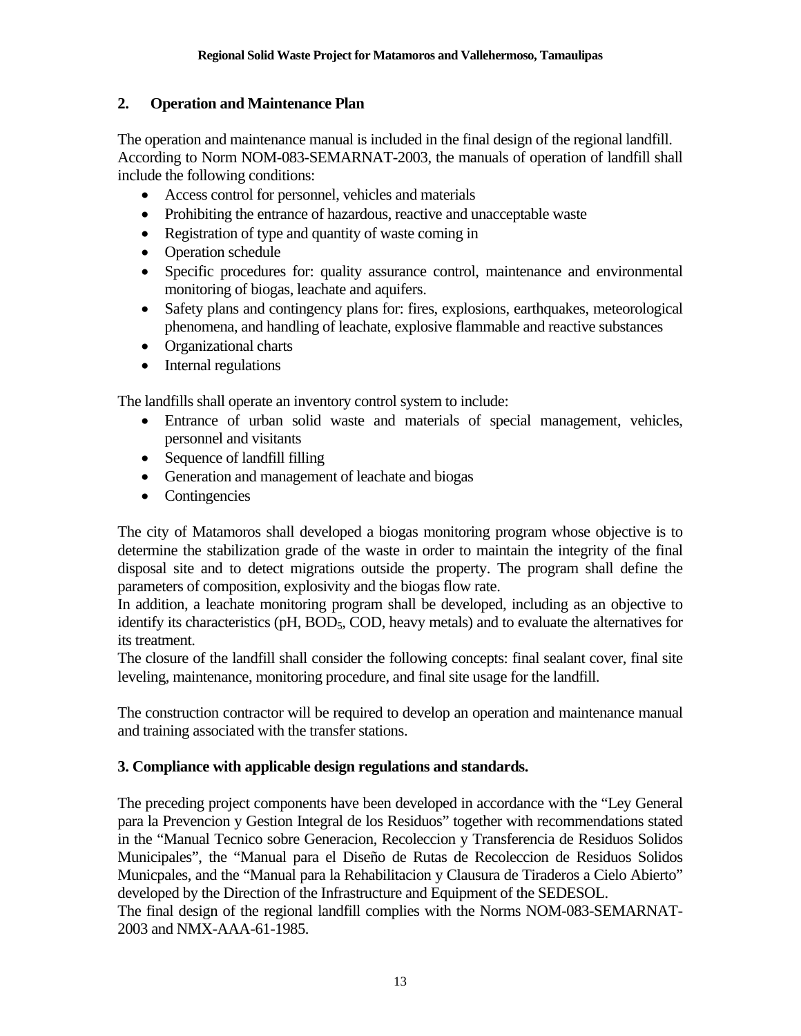## 2. Operation and Maintenance Plan

The operation and maintenance manual is included in the final design of the regional landfill. According to Norm NOM-083-SEMARNAT-2003, the manuals of operation of landfill shall include the following conditions:

- Access control for personnel, vehicles and materials
- Prohibiting the entrance of hazardous, reactive and unacceptable waste
- Registration of type and quantity of waste coming in
- Operation schedule
- Specific procedures for: quality assurance control, maintenance and environmental monitoring of biogas, leachate and aquifers.
- Safety plans and contingency plans for: fires, explosions, earthquakes, meteorological phenomena, and handling of leachate, explosive flammable and reactive substances
- Organizational charts
- Internal regulations

The landfills shall operate an inventory control system to include:

- Entrance of urban solid waste and materials of special management, vehicles, personnel and visitants
- Sequence of landfill filling
- Generation and management of leachate and biogas
- Contingencies

The city of Matamoros shall developed a biogas monitoring program whose objective is to determine the stabilization grade of the waste in order to maintain the integrity of the final disposal site and to detect migrations outside the property. The program shall define the parameters of composition, explosivity and the biogas flow rate.
In addition, a leachate monitoring program shall be developed, including as an objective to identify its characteristics (pH, $BOD_5$, COD, heavy metals) and to evaluate the alternatives for its treatment.
The closure of the landfill shall consider the following concepts: final sealant cover, final site leveling, maintenance, monitoring procedure, and final site usage for the landfill.

The construction contractor will be required to develop an operation and maintenance manual and training associated with the transfer stations.

## 3. Compliance with applicable design regulations and standards.

The preceding project components have been developed in accordance with the "Ley General para la Prevencion y Gestion Integral de los Residuos" together with recommendations stated in the "Manual Tecnico sobre Generacion, Recoleccion y Transferencia de Residuos Solidos Municipales", the "Manual para el Diseño de Rutas de Recoleccion de Residuos Solidos Municpales, and the "Manual para la Rehabilitacion y Clausura de Tiraderos a Cielo Abierto" developed by the Direction of the Infrastructure and Equipment of the SEDESOL.
The final design of the regional landfill complies with the Norms NOM-083-SEMARNAT-2003 and NMX-AAA-61-1985.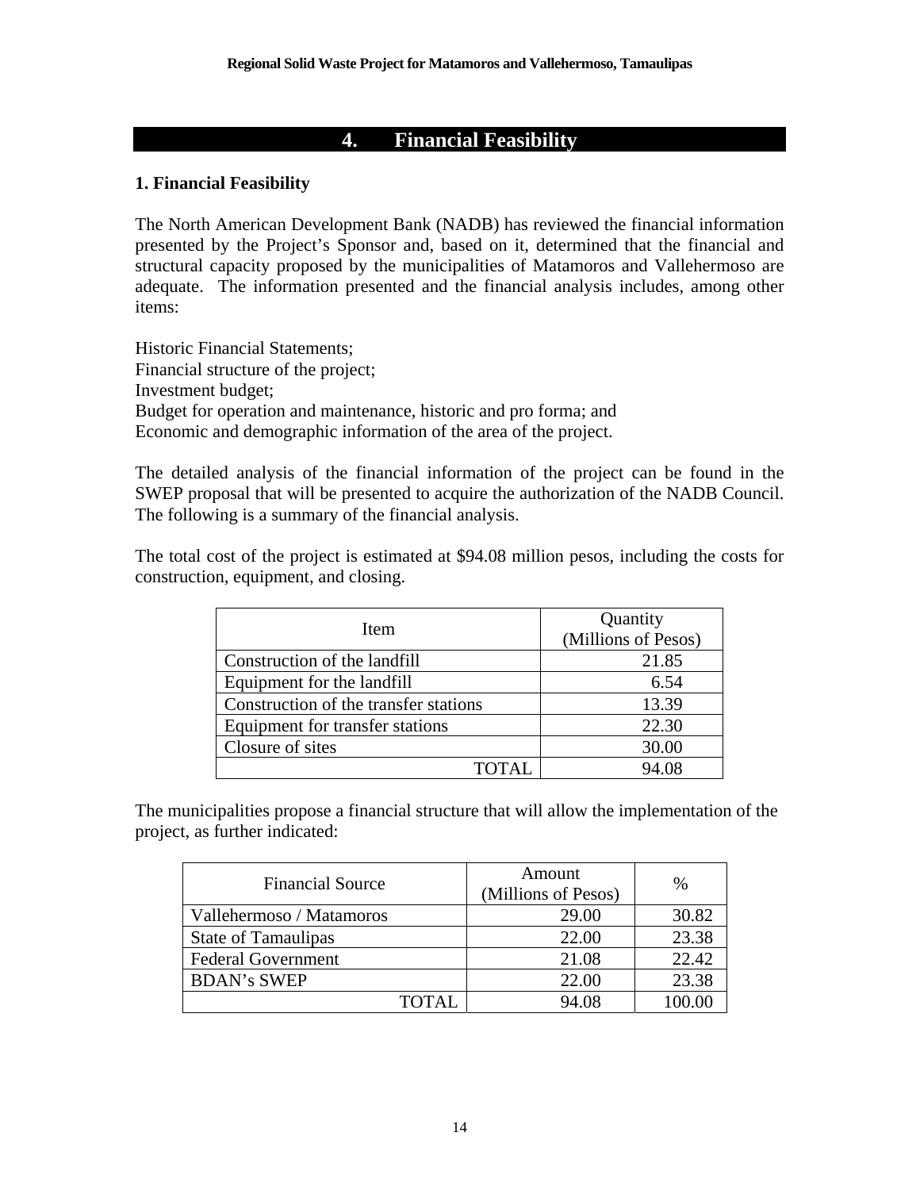# 4. Financial Feasibility

### 1. Financial Feasibility

The North American Development Bank (NADB) has reviewed the financial information presented by the Project's Sponsor and, based on it, determined that the financial and structural capacity proposed by the municipalities of Matamoros and Vallehermoso are adequate. The information presented and the financial analysis includes, among other items:

Historic Financial Statements;
Financial structure of the project;
Investment budget;
Budget for operation and maintenance, historic and pro forma; and
Economic and demographic information of the area of the project.

The detailed analysis of the financial information of the project can be found in the SWEP proposal that will be presented to acquire the authorization of the NADB Council. The following is a summary of the financial analysis.

The total cost of the project is estimated at $94.08 million pesos, including the costs for construction, equipment, and closing.

| Item | Quantity (Millions of Pesos) |
|---|---|
| Construction of the landfill | 21.85 |
| Equipment for the landfill | 6.54 |
| Construction of the transfer stations | 13.39 |
| Equipment for transfer stations | 22.30 |
| Closure of sites | 30.00 |
| TOTAL | 94.08 |

The municipalities propose a financial structure that will allow the implementation of the project, as further indicated:

| Financial Source | Amount (Millions of Pesos) | % |
|---|---|---|
| Vallehermoso / Matamoros | 29.00 | 30.82 |
| State of Tamaulipas | 22.00 | 23.38 |
| Federal Government | 21.08 | 22.42 |
| BDAN's SWEP | 22.00 | 23.38 |
| TOTAL | 94.08 | 100.00 |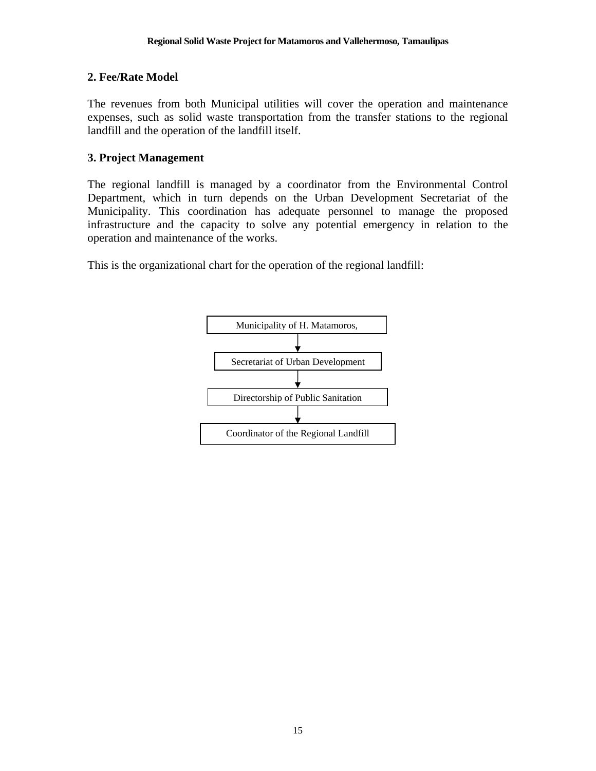## 2. Fee/Rate Model

The revenues from both Municipal utilities will cover the operation and maintenance expenses, such as solid waste transportation from the transfer stations to the regional landfill and the operation of the landfill itself.

## 3. Project Management

The regional landfill is managed by a coordinator from the Environmental Control Department, which in turn depends on the Urban Development Secretariat of the Municipality. This coordination has adequate personnel to manage the proposed infrastructure and the capacity to solve any potential emergency in relation to the operation and maintenance of the works.

This is the organizational chart for the operation of the regional landfill:

Municipality of H. Matamoros,

Secretariat of Urban Development

Directorship of Public Sanitation

Coordinator of the Regional Landfill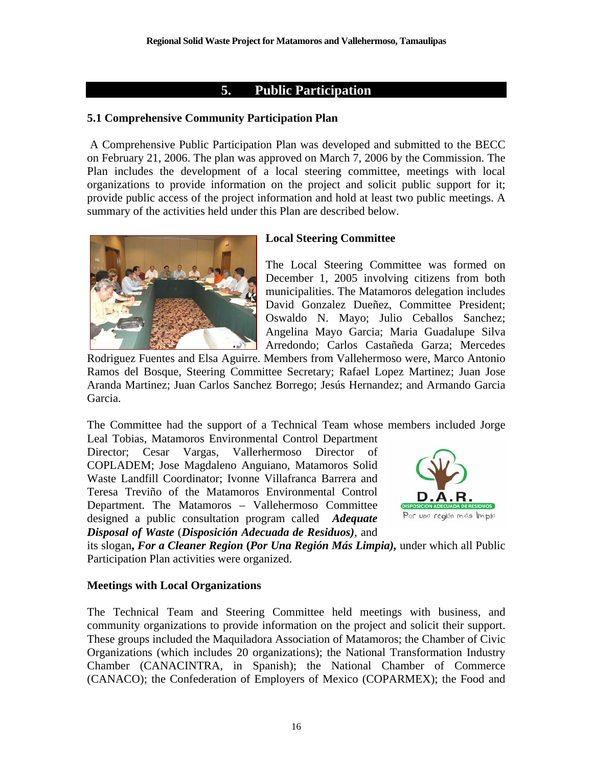## 5. Public Participation

### 5.1 Comprehensive Community Participation Plan

A Comprehensive Public Participation Plan was developed and submitted to the BECC on February 21, 2006. The plan was approved on March 7, 2006 by the Commission. The Plan includes the development of a local steering committee, meetings with local organizations to provide information on the project and solicit public support for it; provide public access of the project information and hold at least two public meetings. A summary of the activities held under this Plan are described below.

**Local Steering Committee**

The Local Steering Committee was formed on December 1, 2005 involving citizens from both municipalities. The Matamoros delegation includes David Gonzalez Dueñez, Committee President; Oswaldo N. Mayo; Julio Ceballos Sanchez; Angelina Mayo Garcia; Maria Guadalupe Silva Arredondo; Carlos Castañeda Garza; Mercedes Rodriguez Fuentes and Elsa Aguirre. Members from Vallehermoso were, Marco Antonio Ramos del Bosque, Steering Committee Secretary; Rafael Lopez Martinez; Juan Jose Aranda Martinez; Juan Carlos Sanchez Borrego; Jesús Hernandez; and Armando Garcia Garcia.

The Committee had the support of a Technical Team whose members included Jorge Leal Tobias, Matamoros Environmental Control Department Director; Cesar Vargas, Vallerhermoso Director of COPLADEM; Jose Magdaleno Anguiano, Matamoros Solid Waste Landfill Coordinator; Ivonne Villafranca Barrera and Teresa Treviño of the Matamoros Environmental Control Department. The Matamoros – Vallehermoso Committee designed a public consultation program called ***Adequate Disposal of Waste*** (***Disposición Adecuada de Residuos)***, and its slogan***, For a Cleaner Region* (*Por Una Región Más Limpia*),** under which all Public Participation Plan activities were organized.

D.A.R.
DISPOSICION ADECUADA DE RESIDUOS
Por una región más limpia

**Meetings with Local Organizations**

The Technical Team and Steering Committee held meetings with business, and community organizations to provide information on the project and solicit their support. These groups included the Maquiladora Association of Matamoros; the Chamber of Civic Organizations (which includes 20 organizations); the National Transformation Industry Chamber (CANACINTRA, in Spanish); the National Chamber of Commerce (CANACO); the Confederation of Employers of Mexico (COPARMEX); the Food and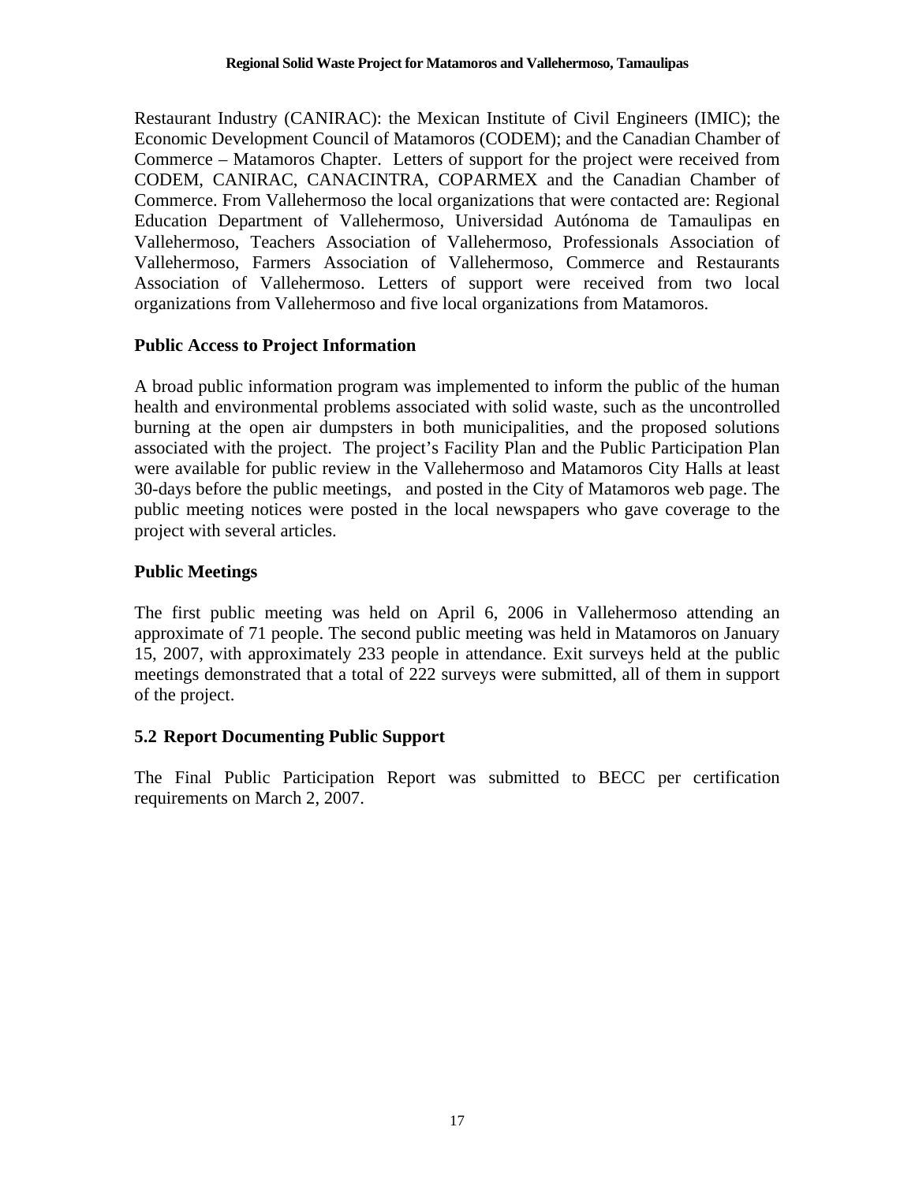Restaurant Industry (CANIRAC): the Mexican Institute of Civil Engineers (IMIC); the Economic Development Council of Matamoros (CODEM); and the Canadian Chamber of Commerce – Matamoros Chapter. Letters of support for the project were received from CODEM, CANIRAC, CANACINTRA, COPARMEX and the Canadian Chamber of Commerce. From Vallehermoso the local organizations that were contacted are: Regional Education Department of Vallehermoso, Universidad Autónoma de Tamaulipas en Vallehermoso, Teachers Association of Vallehermoso, Professionals Association of Vallehermoso, Farmers Association of Vallehermoso, Commerce and Restaurants Association of Vallehermoso. Letters of support were received from two local organizations from Vallehermoso and five local organizations from Matamoros.

**Public Access to Project Information**

A broad public information program was implemented to inform the public of the human health and environmental problems associated with solid waste, such as the uncontrolled burning at the open air dumpsters in both municipalities, and the proposed solutions associated with the project. The project's Facility Plan and the Public Participation Plan were available for public review in the Vallehermoso and Matamoros City Halls at least 30-days before the public meetings, and posted in the City of Matamoros web page. The public meeting notices were posted in the local newspapers who gave coverage to the project with several articles.

**Public Meetings**

The first public meeting was held on April 6, 2006 in Vallehermoso attending an approximate of 71 people. The second public meeting was held in Matamoros on January 15, 2007, with approximately 233 people in attendance. Exit surveys held at the public meetings demonstrated that a total of 222 surveys were submitted, all of them in support of the project.

## 5.2 Report Documenting Public Support

The Final Public Participation Report was submitted to BECC per certification requirements on March 2, 2007.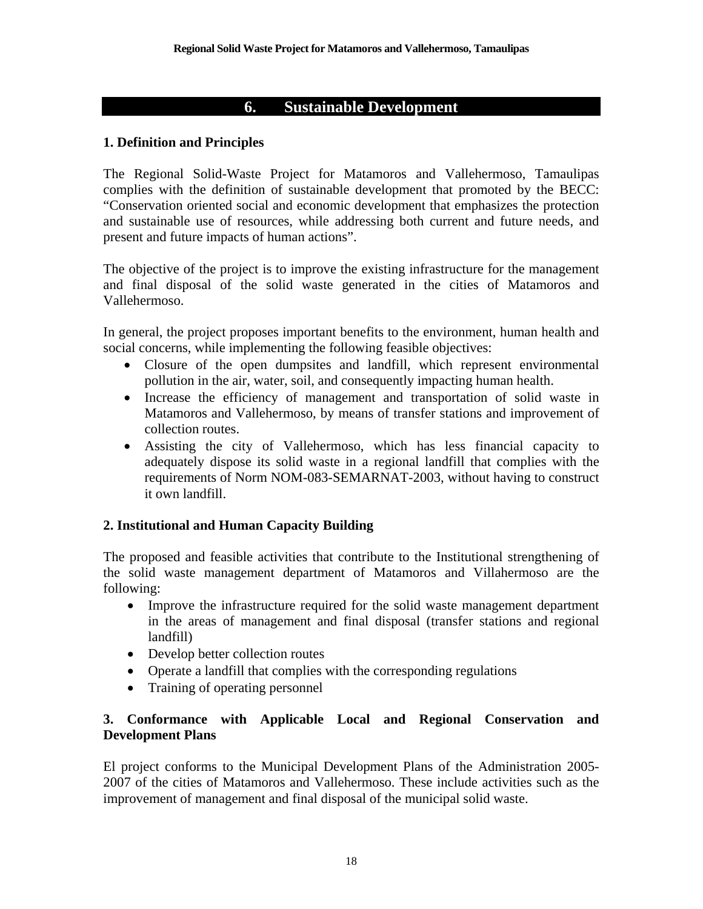# 6. Sustainable Development

## 1. Definition and Principles

The Regional Solid-Waste Project for Matamoros and Vallehermoso, Tamaulipas complies with the definition of sustainable development that promoted by the BECC: "Conservation oriented social and economic development that emphasizes the protection and sustainable use of resources, while addressing both current and future needs, and present and future impacts of human actions".

The objective of the project is to improve the existing infrastructure for the management and final disposal of the solid waste generated in the cities of Matamoros and Vallehermoso.

In general, the project proposes important benefits to the environment, human health and social concerns, while implementing the following feasible objectives:

- Closure of the open dumpsites and landfill, which represent environmental pollution in the air, water, soil, and consequently impacting human health.
- Increase the efficiency of management and transportation of solid waste in Matamoros and Vallehermoso, by means of transfer stations and improvement of collection routes.
- Assisting the city of Vallehermoso, which has less financial capacity to adequately dispose its solid waste in a regional landfill that complies with the requirements of Norm NOM-083-SEMARNAT-2003, without having to construct it own landfill.

## 2. Institutional and Human Capacity Building

The proposed and feasible activities that contribute to the Institutional strengthening of the solid waste management department of Matamoros and Villahermoso are the following:

- Improve the infrastructure required for the solid waste management department in the areas of management and final disposal (transfer stations and regional landfill)
- Develop better collection routes
- Operate a landfill that complies with the corresponding regulations
- Training of operating personnel

## 3. Conformance with Applicable Local and Regional Conservation and Development Plans

El project conforms to the Municipal Development Plans of the Administration 2005-2007 of the cities of Matamoros and Vallehermoso. These include activities such as the improvement of management and final disposal of the municipal solid waste.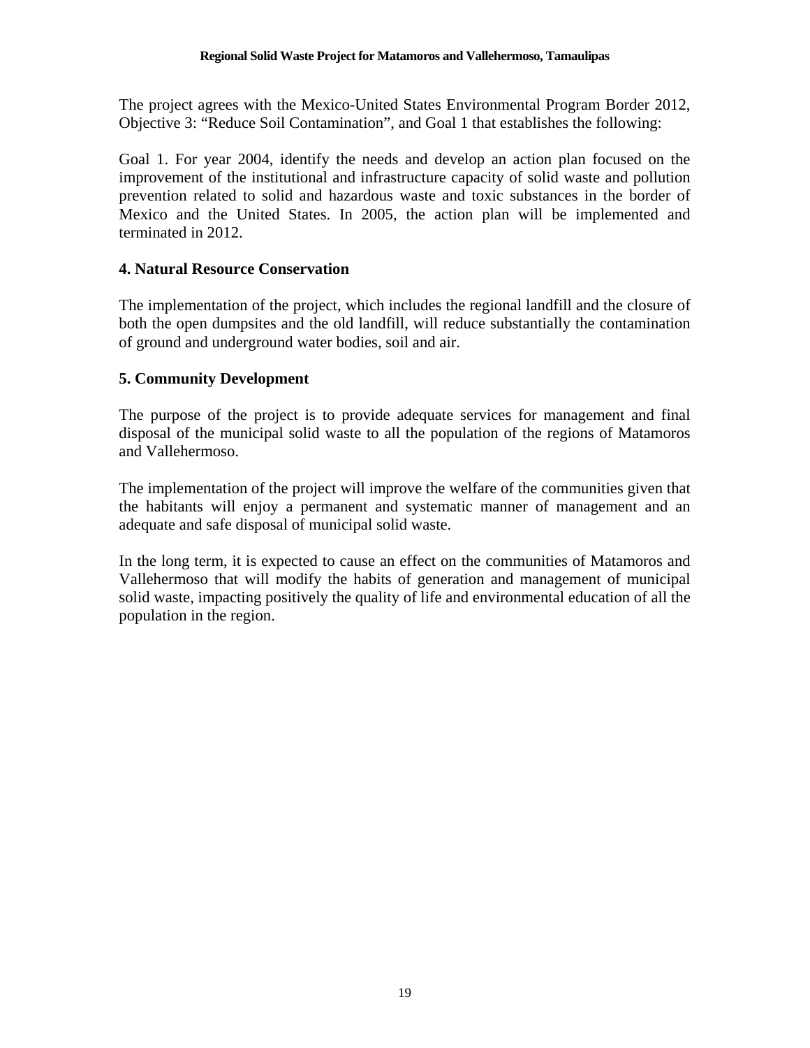The project agrees with the Mexico-United States Environmental Program Border 2012, Objective 3: "Reduce Soil Contamination", and Goal 1 that establishes the following:

Goal 1. For year 2004, identify the needs and develop an action plan focused on the improvement of the institutional and infrastructure capacity of solid waste and pollution prevention related to solid and hazardous waste and toxic substances in the border of Mexico and the United States. In 2005, the action plan will be implemented and terminated in 2012.

## 4. Natural Resource Conservation

The implementation of the project, which includes the regional landfill and the closure of both the open dumpsites and the old landfill, will reduce substantially the contamination of ground and underground water bodies, soil and air.

## 5. Community Development

The purpose of the project is to provide adequate services for management and final disposal of the municipal solid waste to all the population of the regions of Matamoros and Vallehermoso.

The implementation of the project will improve the welfare of the communities given that the habitants will enjoy a permanent and systematic manner of management and an adequate and safe disposal of municipal solid waste.

In the long term, it is expected to cause an effect on the communities of Matamoros and Vallehermoso that will modify the habits of generation and management of municipal solid waste, impacting positively the quality of life and environmental education of all the population in the region.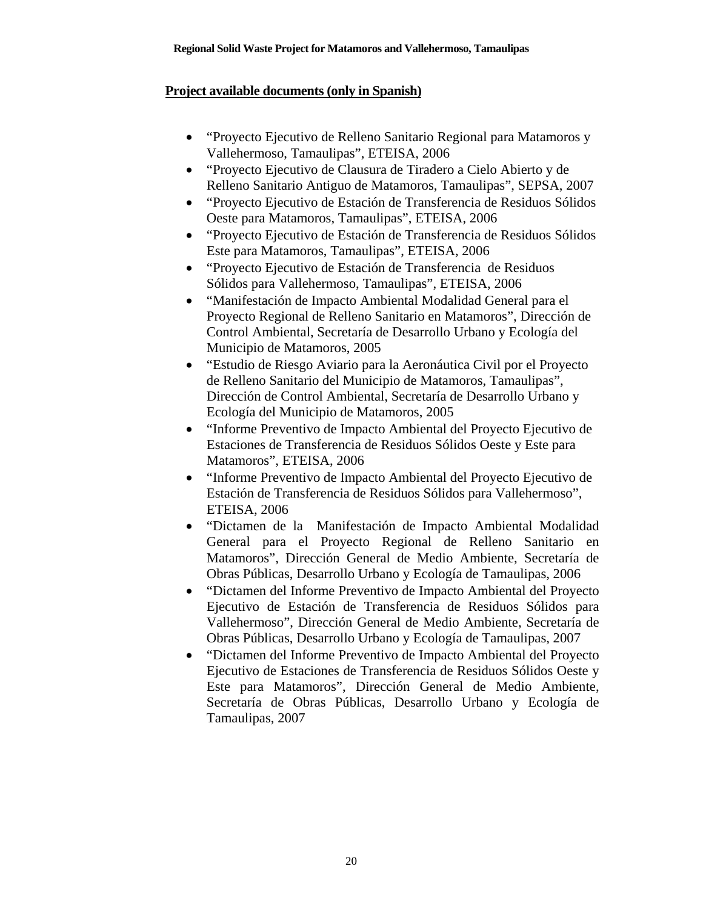## Project available documents (only in Spanish)

- "Proyecto Ejecutivo de Relleno Sanitario Regional para Matamoros y Vallehermoso, Tamaulipas", ETEISA, 2006
- "Proyecto Ejecutivo de Clausura de Tiradero a Cielo Abierto y de Relleno Sanitario Antiguo de Matamoros, Tamaulipas", SEPSA, 2007
- "Proyecto Ejecutivo de Estación de Transferencia de Residuos Sólidos Oeste para Matamoros, Tamaulipas", ETEISA, 2006
- "Proyecto Ejecutivo de Estación de Transferencia de Residuos Sólidos Este para Matamoros, Tamaulipas", ETEISA, 2006
- "Proyecto Ejecutivo de Estación de Transferencia de Residuos Sólidos para Vallehermoso, Tamaulipas", ETEISA, 2006
- "Manifestación de Impacto Ambiental Modalidad General para el Proyecto Regional de Relleno Sanitario en Matamoros", Dirección de Control Ambiental, Secretaría de Desarrollo Urbano y Ecología del Municipio de Matamoros, 2005
- "Estudio de Riesgo Aviario para la Aeronáutica Civil por el Proyecto de Relleno Sanitario del Municipio de Matamoros, Tamaulipas", Dirección de Control Ambiental, Secretaría de Desarrollo Urbano y Ecología del Municipio de Matamoros, 2005
- "Informe Preventivo de Impacto Ambiental del Proyecto Ejecutivo de Estaciones de Transferencia de Residuos Sólidos Oeste y Este para Matamoros", ETEISA, 2006
- "Informe Preventivo de Impacto Ambiental del Proyecto Ejecutivo de Estación de Transferencia de Residuos Sólidos para Vallehermoso", ETEISA, 2006
- "Dictamen de la Manifestación de Impacto Ambiental Modalidad General para el Proyecto Regional de Relleno Sanitario en Matamoros", Dirección General de Medio Ambiente, Secretaría de Obras Públicas, Desarrollo Urbano y Ecología de Tamaulipas, 2006
- "Dictamen del Informe Preventivo de Impacto Ambiental del Proyecto Ejecutivo de Estación de Transferencia de Residuos Sólidos para Vallehermoso", Dirección General de Medio Ambiente, Secretaría de Obras Públicas, Desarrollo Urbano y Ecología de Tamaulipas, 2007
- "Dictamen del Informe Preventivo de Impacto Ambiental del Proyecto Ejecutivo de Estaciones de Transferencia de Residuos Sólidos Oeste y Este para Matamoros", Dirección General de Medio Ambiente, Secretaría de Obras Públicas, Desarrollo Urbano y Ecología de Tamaulipas, 2007